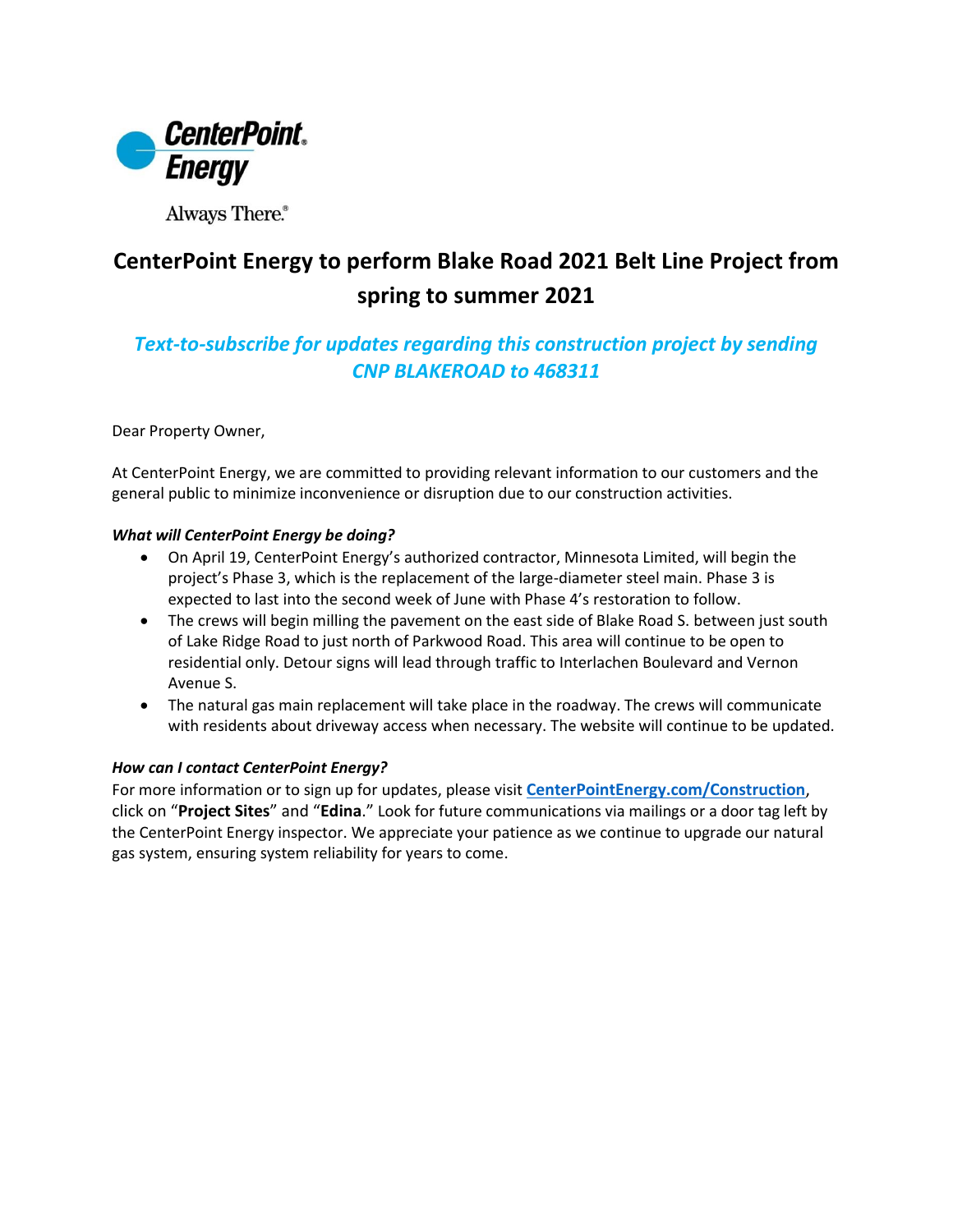CenterPoint Energy

Always There.®

# CenterPoint Energy to perform Blake Road 2021 Belt Line Project from spring to summer 2021

## *Text-to-subscribe for updates regarding this construction project by sending CNP BLAKEROAD to 468311*

Dear Property Owner,

At CenterPoint Energy, we are committed to providing relevant information to our customers and the general public to minimize inconvenience or disruption due to our construction activities.

***What will CenterPoint Energy be doing?***

- On April 19, CenterPoint Energy's authorized contractor, Minnesota Limited, will begin the project's Phase 3, which is the replacement of the large-diameter steel main. Phase 3 is expected to last into the second week of June with Phase 4's restoration to follow.
- The crews will begin milling the pavement on the east side of Blake Road S. between just south of Lake Ridge Road to just north of Parkwood Road. This area will continue to be open to residential only. Detour signs will lead through traffic to Interlachen Boulevard and Vernon Avenue S.
- The natural gas main replacement will take place in the roadway. The crews will communicate with residents about driveway access when necessary. The website will continue to be updated.

***How can I contact CenterPoint Energy?***

For more information or to sign up for updates, please visit **CenterPointEnergy.com/Construction**, click on "**Project Sites**" and "**Edina**." Look for future communications via mailings or a door tag left by the CenterPoint Energy inspector. We appreciate your patience as we continue to upgrade our natural gas system, ensuring system reliability for years to come.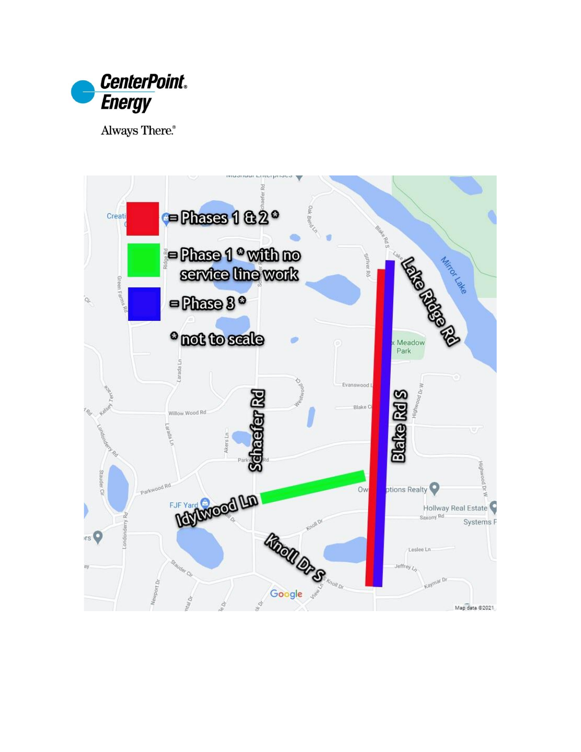CenterPoint Energy

Always There.®

= Phases 1 & 2 *

= Phase 1 * with no service line work

= Phase 3 *

* not to scale

Lake Ridge Rd

Mirror Lake

Blake Rd S

Schaefer Rd

Idylwood Ln

Knoll Dr S

Map data ©2021